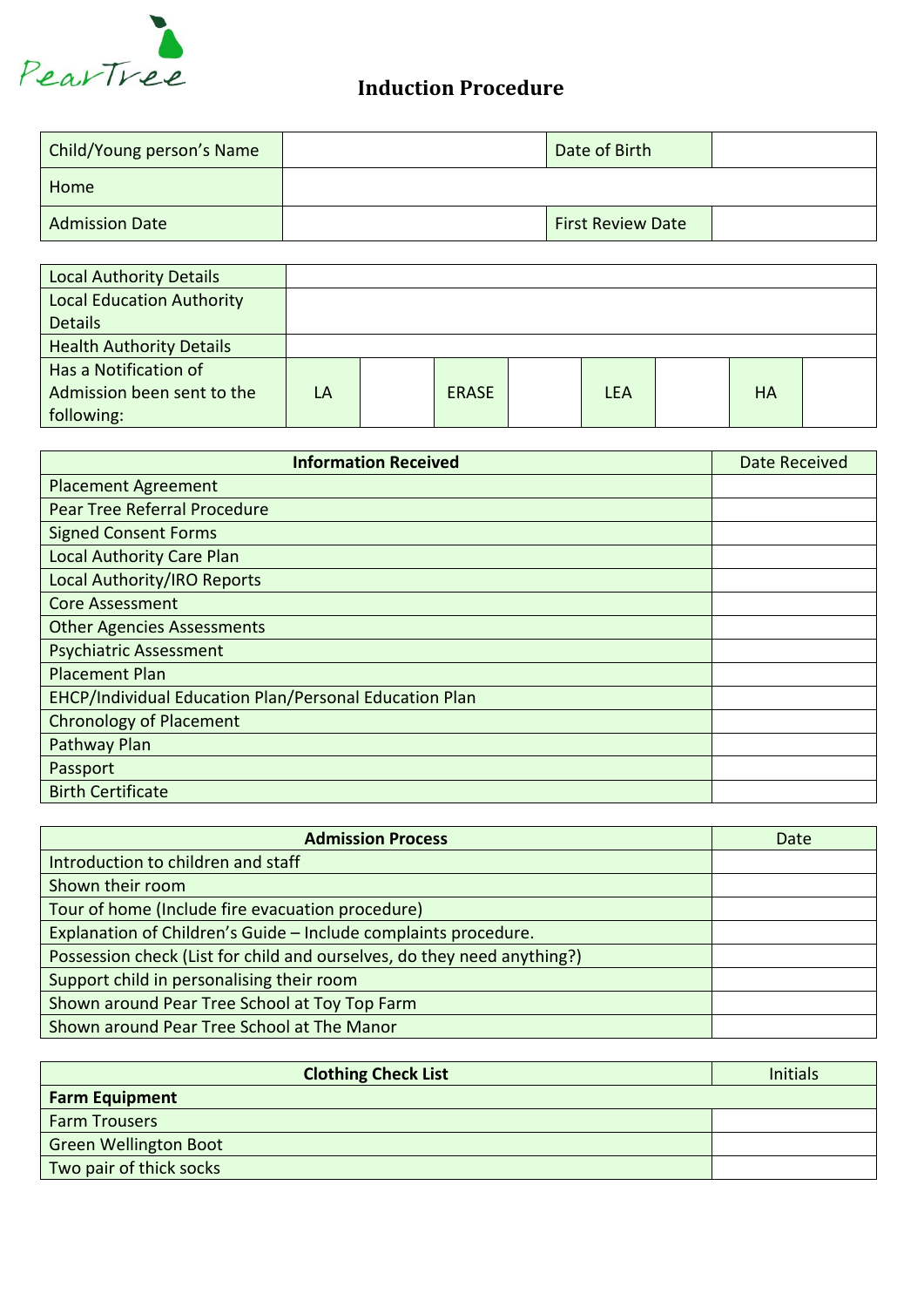PearTree

# Induction Procedure

| Child/Young person's Name | | Date of Birth | |
|---|---|---|---|
| Home | | | |
| Admission Date | | First Review Date | |

| Local Authority Details | | | | | | | | |
|---|---|---|---|---|---|---|---|---|
| Local Education Authority Details | | | | | | | | |
| Health Authority Details | | | | | | | | |
| Has a Notification of Admission been sent to the following: | LA | | ERASE | | LEA | | HA | |

| Information Received | Date Received |
|---|---|
| Placement Agreement | |
| Pear Tree Referral Procedure | |
| Signed Consent Forms | |
| Local Authority Care Plan | |
| Local Authority/IRO Reports | |
| Core Assessment | |
| Other Agencies Assessments | |
| Psychiatric Assessment | |
| Placement Plan | |
| EHCP/Individual Education Plan/Personal Education Plan | |
| Chronology of Placement | |
| Pathway Plan | |
| Passport | |
| Birth Certificate | |

| Admission Process | Date |
|---|---|
| Introduction to children and staff | |
| Shown their room | |
| Tour of home (Include fire evacuation procedure) | |
| Explanation of Children's Guide – Include complaints procedure. | |
| Possession check (List for child and ourselves, do they need anything?) | |
| Support child in personalising their room | |
| Shown around Pear Tree School at Toy Top Farm | |
| Shown around Pear Tree School at The Manor | |

| Clothing Check List | Initials |
|---|---|
| **Farm Equipment** | |
| Farm Trousers | |
| Green Wellington Boot | |
| Two pair of thick socks | |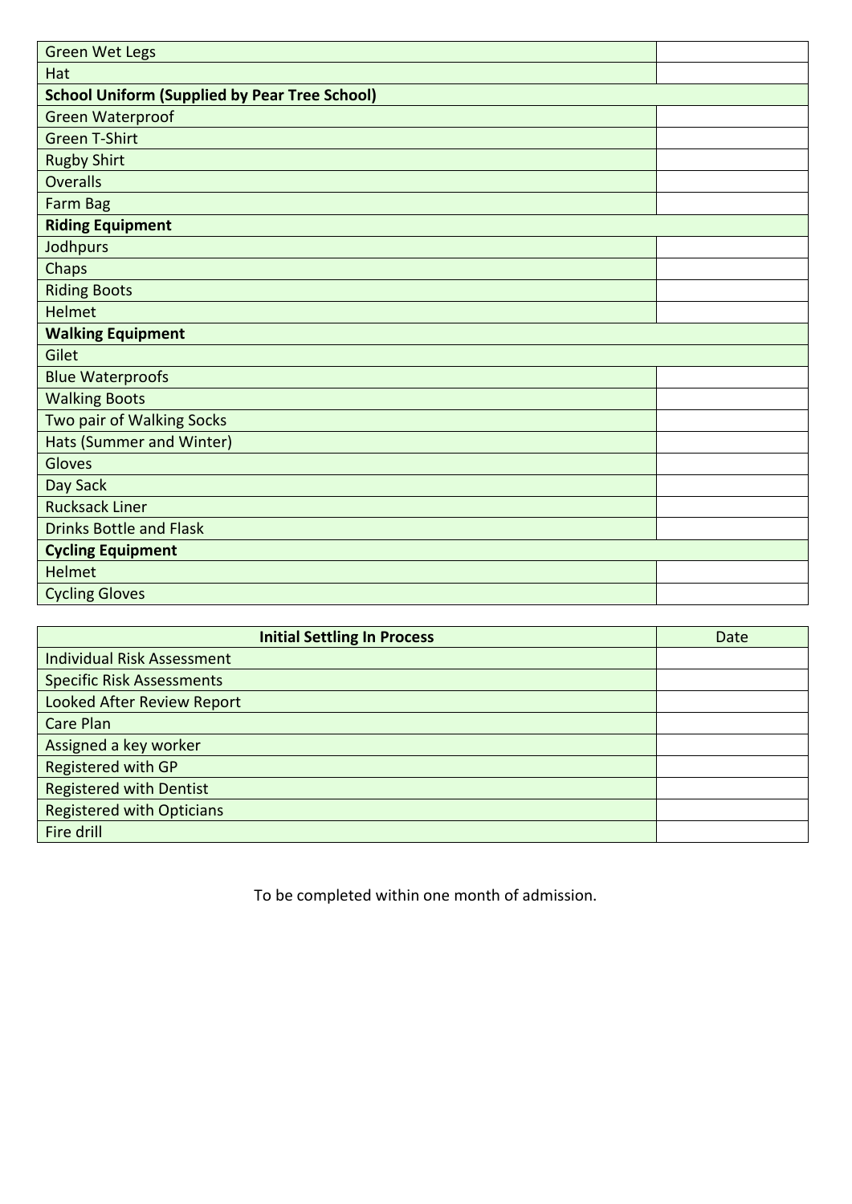| | |
|---|---|
| Green Wet Legs | |
| Hat | |
| **School Uniform (Supplied by Pear Tree School)** | |
| Green Waterproof | |
| Green T-Shirt | |
| Rugby Shirt | |
| Overalls | |
| Farm Bag | |
| **Riding Equipment** | |
| Jodhpurs | |
| Chaps | |
| Riding Boots | |
| Helmet | |
| **Walking Equipment** | |
| Gilet | |
| Blue Waterproofs | |
| Walking Boots | |
| Two pair of Walking Socks | |
| Hats (Summer and Winter) | |
| Gloves | |
| Day Sack | |
| Rucksack Liner | |
| Drinks Bottle and Flask | |
| **Cycling Equipment** | |
| Helmet | |
| Cycling Gloves | |

| **Initial Settling In Process** | Date |
|---|---|
| Individual Risk Assessment | |
| Specific Risk Assessments | |
| Looked After Review Report | |
| Care Plan | |
| Assigned a key worker | |
| Registered with GP | |
| Registered with Dentist | |
| Registered with Opticians | |
| Fire drill | |

To be completed within one month of admission.